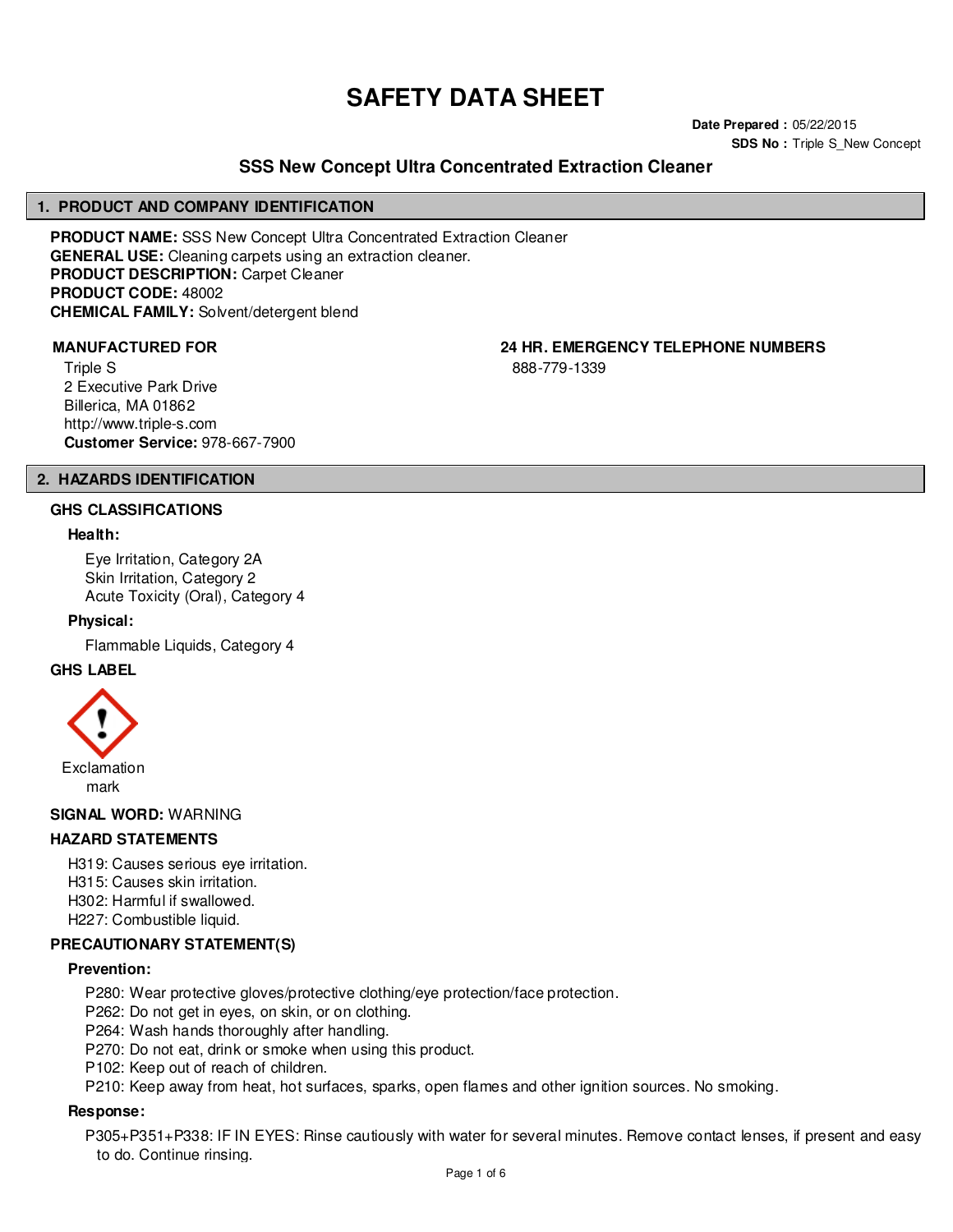# SAFETY DATA SHEET

**Date Prepared :** 05/22/2015
**SDS No :** Triple S_New Concept

## SSS New Concept Ultra Concentrated Extraction Cleaner

## 1. PRODUCT AND COMPANY IDENTIFICATION

**PRODUCT NAME:** SSS New Concept Ultra Concentrated Extraction Cleaner
**GENERAL USE:** Cleaning carpets using an extraction cleaner.
**PRODUCT DESCRIPTION:** Carpet Cleaner
**PRODUCT CODE:** 48002
**CHEMICAL FAMILY:** Solvent/detergent blend

**MANUFACTURED FOR**

Triple S
2 Executive Park Drive
Billerica, MA 01862
http://www.triple-s.com
**Customer Service:** 978-667-7900

**24 HR. EMERGENCY TELEPHONE NUMBERS**

888-779-1339

## 2. HAZARDS IDENTIFICATION

### GHS CLASSIFICATIONS

**Health:**

Eye Irritation, Category 2A
Skin Irritation, Category 2
Acute Toxicity (Oral), Category 4

**Physical:**

Flammable Liquids, Category 4

### GHS LABEL

Exclamation mark

**SIGNAL WORD:** WARNING

### HAZARD STATEMENTS

H319: Causes serious eye irritation.
H315: Causes skin irritation.
H302: Harmful if swallowed.
H227: Combustible liquid.

### PRECAUTIONARY STATEMENT(S)

**Prevention:**

P280: Wear protective gloves/protective clothing/eye protection/face protection.
P262: Do not get in eyes, on skin, or on clothing.
P264: Wash hands thoroughly after handling.
P270: Do not eat, drink or smoke when using this product.
P102: Keep out of reach of children.
P210: Keep away from heat, hot surfaces, sparks, open flames and other ignition sources. No smoking.

**Response:**

P305+P351+P338: IF IN EYES: Rinse cautiously with water for several minutes. Remove contact lenses, if present and easy to do. Continue rinsing.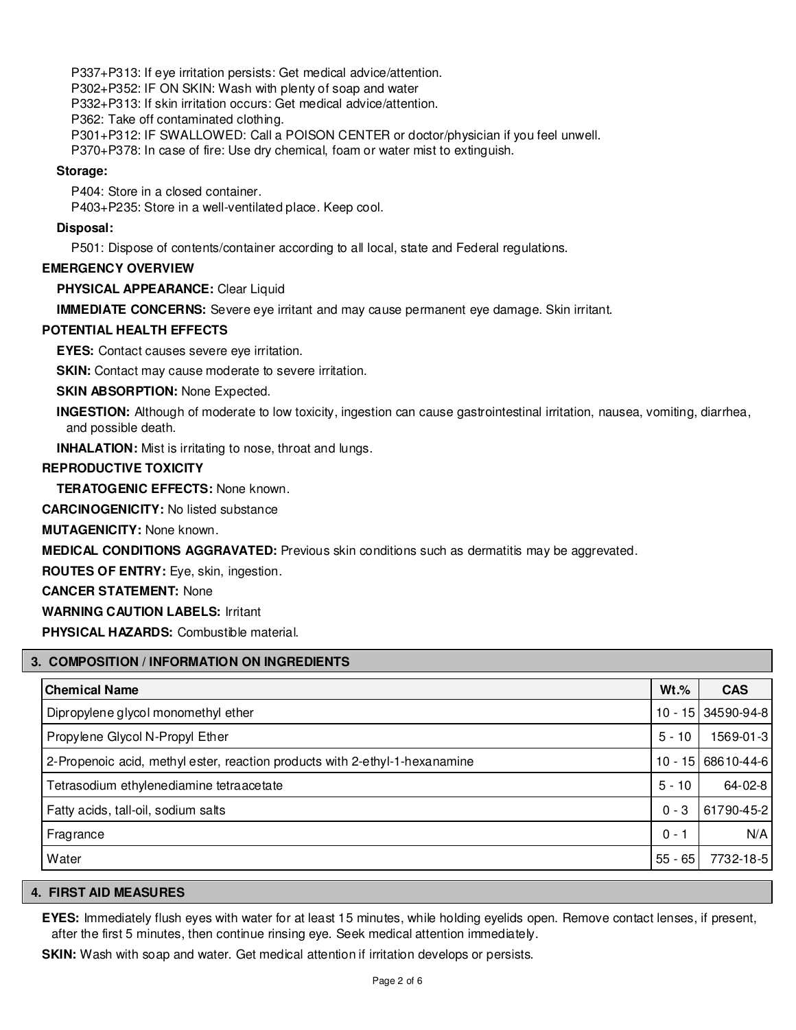P337+P313: If eye irritation persists: Get medical advice/attention.
P302+P352: IF ON SKIN: Wash with plenty of soap and water
P332+P313: If skin irritation occurs: Get medical advice/attention.
P362: Take off contaminated clothing.
P301+P312: IF SWALLOWED: Call a POISON CENTER or doctor/physician if you feel unwell.
P370+P378: In case of fire: Use dry chemical, foam or water mist to extinguish.

**Storage:**

P404: Store in a closed container.
P403+P235: Store in a well-ventilated place. Keep cool.

**Disposal:**

P501: Dispose of contents/container according to all local, state and Federal regulations.

**EMERGENCY OVERVIEW**

**PHYSICAL APPEARANCE:** Clear Liquid

**IMMEDIATE CONCERNS:** Severe eye irritant and may cause permanent eye damage. Skin irritant.

**POTENTIAL HEALTH EFFECTS**

**EYES:** Contact causes severe eye irritation.

**SKIN:** Contact may cause moderate to severe irritation.

**SKIN ABSORPTION:** None Expected.

**INGESTION:** Although of moderate to low toxicity, ingestion can cause gastrointestinal irritation, nausea, vomiting, diarrhea, and possible death.

**INHALATION:** Mist is irritating to nose, throat and lungs.

**REPRODUCTIVE TOXICITY**

**TERATOGENIC EFFECTS:** None known.

**CARCINOGENICITY:** No listed substance

**MUTAGENICITY:** None known.

**MEDICAL CONDITIONS AGGRAVATED:** Previous skin conditions such as dermatitis may be aggrevated.

**ROUTES OF ENTRY:** Eye, skin, ingestion.

**CANCER STATEMENT:** None

**WARNING CAUTION LABELS:** Irritant

**PHYSICAL HAZARDS:** Combustible material.

## 3. COMPOSITION / INFORMATION ON INGREDIENTS

| Chemical Name | Wt.% | CAS |
|---|---|---|
| Dipropylene glycol monomethyl ether | 10 - 15 | 34590-94-8 |
| Propylene Glycol N-Propyl Ether | 5 - 10 | 1569-01-3 |
| 2-Propenoic acid, methyl ester, reaction products with 2-ethyl-1-hexanamine | 10 - 15 | 68610-44-6 |
| Tetrasodium ethylenediamine tetraacetate | 5 - 10 | 64-02-8 |
| Fatty acids, tall-oil, sodium salts | 0 - 3 | 61790-45-2 |
| Fragrance | 0 - 1 | N/A |
| Water | 55 - 65 | 7732-18-5 |

## 4. FIRST AID MEASURES

**EYES:** Immediately flush eyes with water for at least 15 minutes, while holding eyelids open. Remove contact lenses, if present, after the first 5 minutes, then continue rinsing eye. Seek medical attention immediately.

**SKIN:** Wash with soap and water. Get medical attention if irritation develops or persists.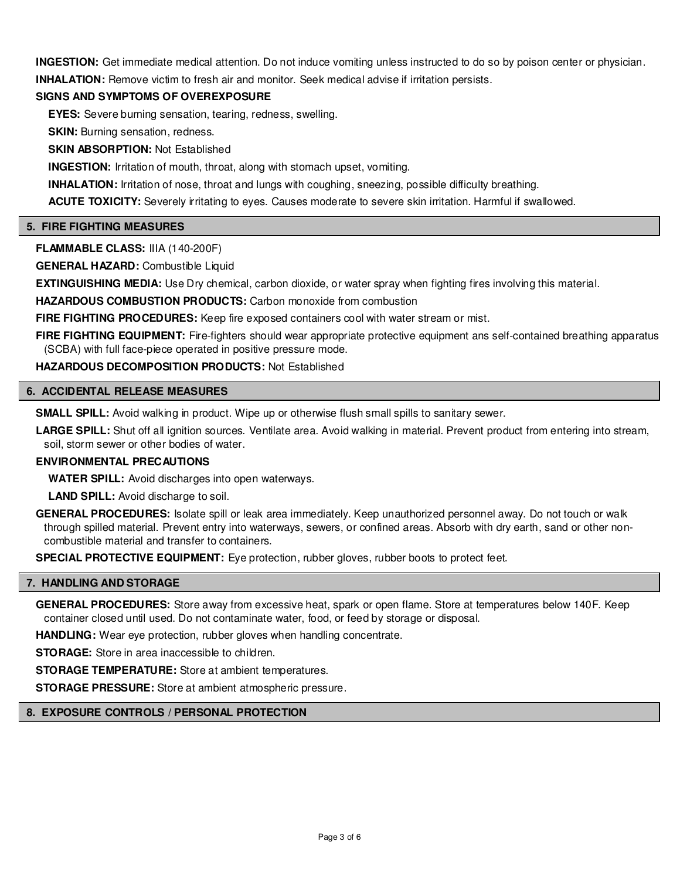**INGESTION:** Get immediate medical attention. Do not induce vomiting unless instructed to do so by poison center or physician.

**INHALATION:** Remove victim to fresh air and monitor. Seek medical advise if irritation persists.

**SIGNS AND SYMPTOMS OF OVEREXPOSURE**

**EYES:** Severe burning sensation, tearing, redness, swelling.

**SKIN:** Burning sensation, redness.

**SKIN ABSORPTION:** Not Established

**INGESTION:** Irritation of mouth, throat, along with stomach upset, vomiting.

**INHALATION:** Irritation of nose, throat and lungs with coughing, sneezing, possible difficulty breathing.

**ACUTE TOXICITY:** Severely irritating to eyes. Causes moderate to severe skin irritation. Harmful if swallowed.

## 5. FIRE FIGHTING MEASURES

**FLAMMABLE CLASS:** IIIA (140-200F)

**GENERAL HAZARD:** Combustible Liquid

**EXTINGUISHING MEDIA:** Use Dry chemical, carbon dioxide, or water spray when fighting fires involving this material.

**HAZARDOUS COMBUSTION PRODUCTS:** Carbon monoxide from combustion

**FIRE FIGHTING PROCEDURES:** Keep fire exposed containers cool with water stream or mist.

**FIRE FIGHTING EQUIPMENT:** Fire-fighters should wear appropriate protective equipment ans self-contained breathing apparatus (SCBA) with full face-piece operated in positive pressure mode.

**HAZARDOUS DECOMPOSITION PRODUCTS:** Not Established

## 6. ACCIDENTAL RELEASE MEASURES

**SMALL SPILL:** Avoid walking in product. Wipe up or otherwise flush small spills to sanitary sewer.

**LARGE SPILL:** Shut off all ignition sources. Ventilate area. Avoid walking in material. Prevent product from entering into stream, soil, storm sewer or other bodies of water.

**ENVIRONMENTAL PRECAUTIONS**

**WATER SPILL:** Avoid discharges into open waterways.

**LAND SPILL:** Avoid discharge to soil.

**GENERAL PROCEDURES:** Isolate spill or leak area immediately. Keep unauthorized personnel away. Do not touch or walk through spilled material. Prevent entry into waterways, sewers, or confined areas. Absorb with dry earth, sand or other non-combustible material and transfer to containers.

**SPECIAL PROTECTIVE EQUIPMENT:** Eye protection, rubber gloves, rubber boots to protect feet.

## 7. HANDLING AND STORAGE

**GENERAL PROCEDURES:** Store away from excessive heat, spark or open flame. Store at temperatures below 140F. Keep container closed until used. Do not contaminate water, food, or feed by storage or disposal.

**HANDLING:** Wear eye protection, rubber gloves when handling concentrate.

**STORAGE:** Store in area inaccessible to children.

**STORAGE TEMPERATURE:** Store at ambient temperatures.

**STORAGE PRESSURE:** Store at ambient atmospheric pressure.

## 8. EXPOSURE CONTROLS / PERSONAL PROTECTION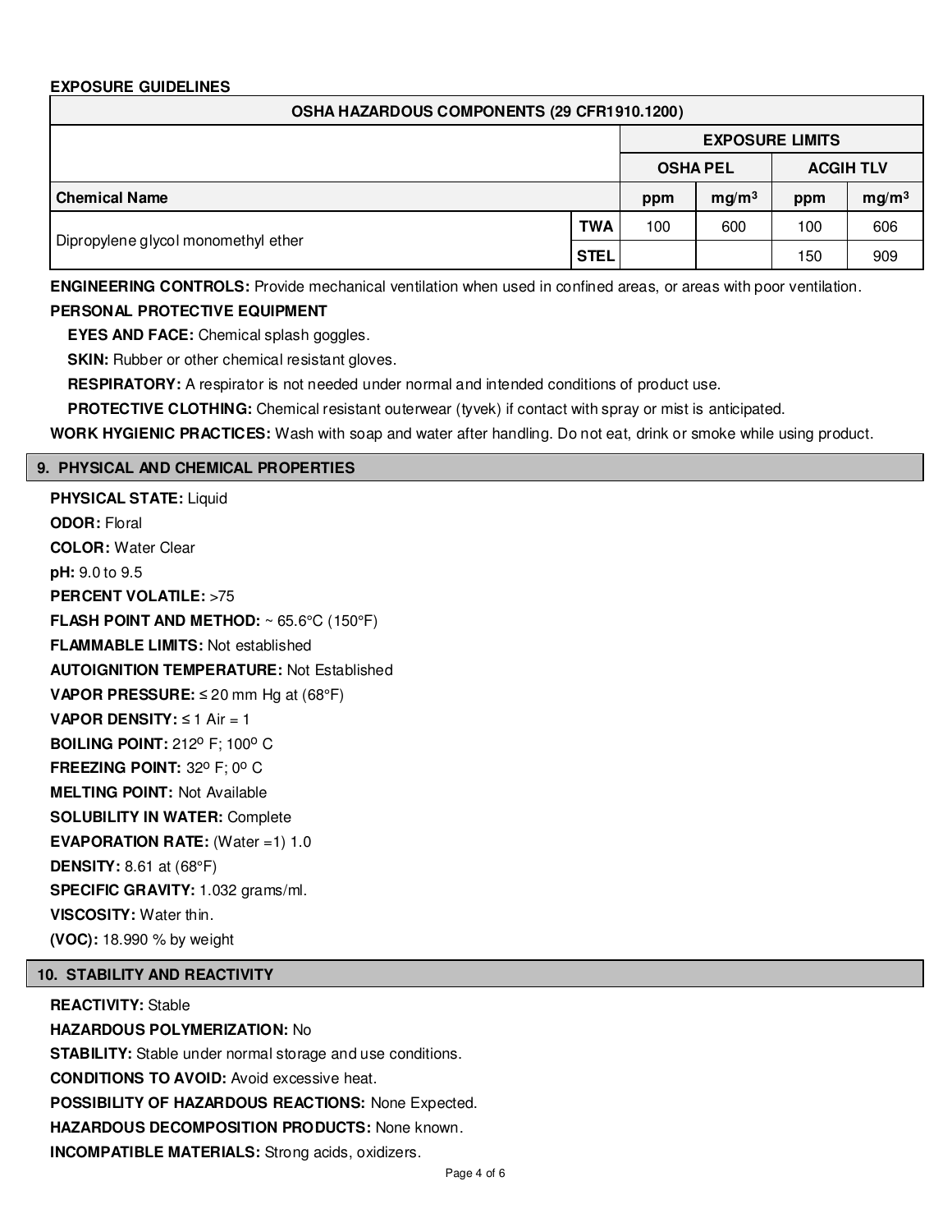**EXPOSURE GUIDELINES**

| OSHA HAZARDOUS COMPONENTS (29 CFR1910.1200) | | | | | |
|---|---|---|---|---|---|
| | | EXPOSURE LIMITS | | | |
| | | OSHA PEL | | ACGIH TLV | |
| **Chemical Name** | | ppm | $mg/m^3$ | ppm | $mg/m^3$ |
| Dipropylene glycol monomethyl ether | TWA | 100 | 600 | 100 | 606 |
| | STEL | | | 150 | 909 |

**ENGINEERING CONTROLS:** Provide mechanical ventilation when used in confined areas, or areas with poor ventilation.

**PERSONAL PROTECTIVE EQUIPMENT**

**EYES AND FACE:** Chemical splash goggles.

**SKIN:** Rubber or other chemical resistant gloves.

**RESPIRATORY:** A respirator is not needed under normal and intended conditions of product use.

**PROTECTIVE CLOTHING:** Chemical resistant outerwear (tyvek) if contact with spray or mist is anticipated.

**WORK HYGIENIC PRACTICES:** Wash with soap and water after handling. Do not eat, drink or smoke while using product.

## 9. PHYSICAL AND CHEMICAL PROPERTIES

**PHYSICAL STATE:** Liquid

**ODOR:** Floral

**COLOR:** Water Clear

**pH:** 9.0 to 9.5

**PERCENT VOLATILE:** >75

**FLASH POINT AND METHOD:** ~ 65.6°C (150°F)

**FLAMMABLE LIMITS:** Not established

**AUTOIGNITION TEMPERATURE:** Not Established

**VAPOR PRESSURE:** ≤ 20 mm Hg at (68°F)

**VAPOR DENSITY:** ≤ 1 Air = 1

**BOILING POINT:** 212º F; 100º C

**FREEZING POINT:** 32º F; 0º C

**MELTING POINT:** Not Available

**SOLUBILITY IN WATER:** Complete

**EVAPORATION RATE:** (Water =1) 1.0

**DENSITY:** 8.61 at (68°F)

**SPECIFIC GRAVITY:** 1.032 grams/ml.

**VISCOSITY:** Water thin.

**(VOC):** 18.990 % by weight

## 10. STABILITY AND REACTIVITY

**REACTIVITY:** Stable

**HAZARDOUS POLYMERIZATION:** No

**STABILITY:** Stable under normal storage and use conditions.

**CONDITIONS TO AVOID:** Avoid excessive heat.

**POSSIBILITY OF HAZARDOUS REACTIONS:** None Expected.

**HAZARDOUS DECOMPOSITION PRODUCTS:** None known.

**INCOMPATIBLE MATERIALS:** Strong acids, oxidizers.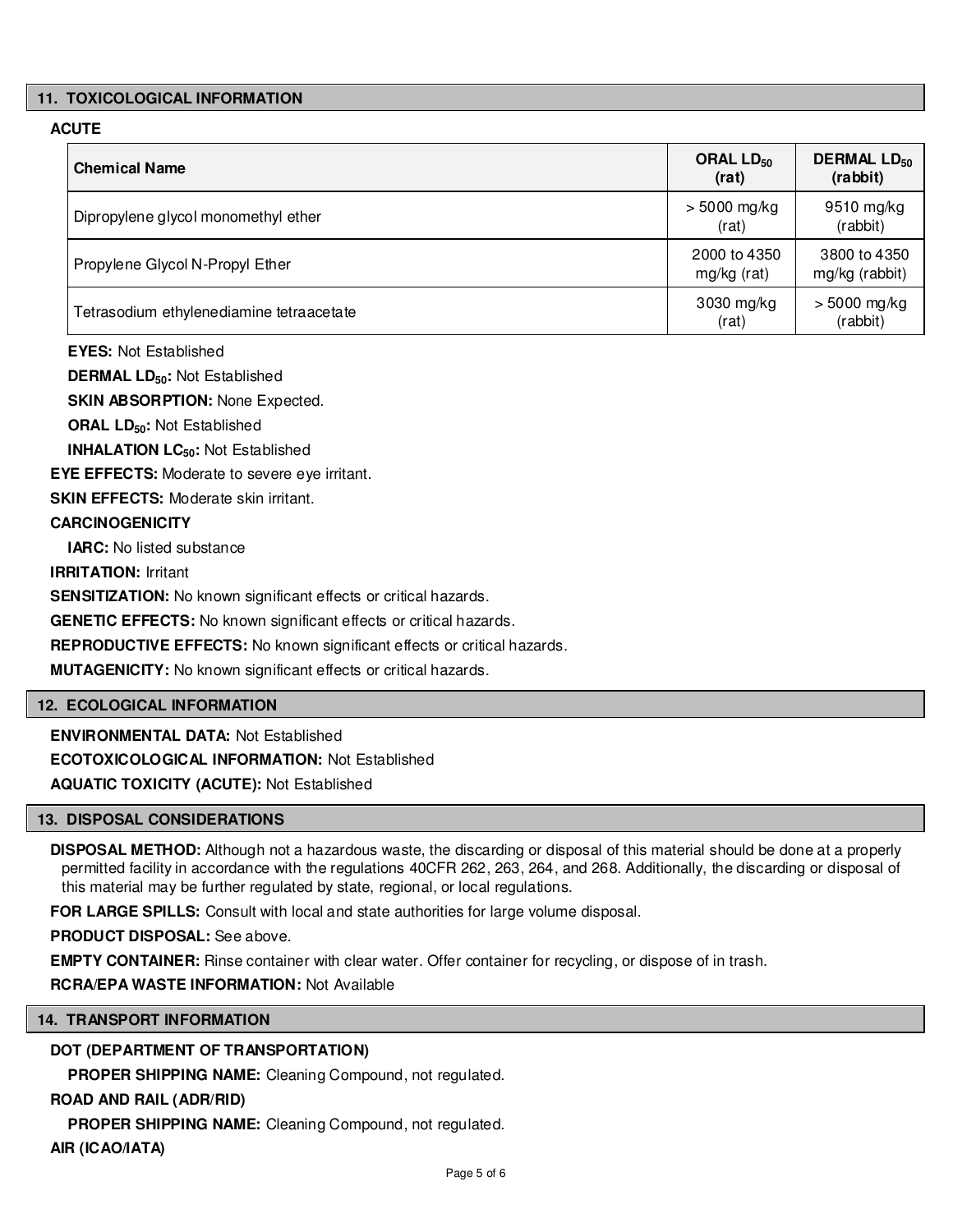## 11. TOXICOLOGICAL INFORMATION

**ACUTE**

| Chemical Name | ORAL $LD_{50}$ (rat) | DERMAL $LD_{50}$ (rabbit) |
|---|---|---|
| Dipropylene glycol monomethyl ether | > 5000 mg/kg (rat) | 9510 mg/kg (rabbit) |
| Propylene Glycol N-Propyl Ether | 2000 to 4350 mg/kg (rat) | 3800 to 4350 mg/kg (rabbit) |
| Tetrasodium ethylenediamine tetraacetate | 3030 mg/kg (rat) | > 5000 mg/kg (rabbit) |

**EYES:** Not Established

**DERMAL $LD_{50}$:** Not Established

**SKIN ABSORPTION:** None Expected.

**ORAL $LD_{50}$:** Not Established

**INHALATION $LC_{50}$:** Not Established

**EYE EFFECTS:** Moderate to severe eye irritant.

**SKIN EFFECTS:** Moderate skin irritant.

**CARCINOGENICITY**

**IARC:** No listed substance

**IRRITATION:** Irritant

**SENSITIZATION:** No known significant effects or critical hazards.

**GENETIC EFFECTS:** No known significant effects or critical hazards.

**REPRODUCTIVE EFFECTS:** No known significant effects or critical hazards.

**MUTAGENICITY:** No known significant effects or critical hazards.

## 12. ECOLOGICAL INFORMATION

**ENVIRONMENTAL DATA:** Not Established

**ECOTOXICOLOGICAL INFORMATION:** Not Established

**AQUATIC TOXICITY (ACUTE):** Not Established

## 13. DISPOSAL CONSIDERATIONS

**DISPOSAL METHOD:** Although not a hazardous waste, the discarding or disposal of this material should be done at a properly permitted facility in accordance with the regulations 40CFR 262, 263, 264, and 268. Additionally, the discarding or disposal of this material may be further regulated by state, regional, or local regulations.

**FOR LARGE SPILLS:** Consult with local and state authorities for large volume disposal.

**PRODUCT DISPOSAL:** See above.

**EMPTY CONTAINER:** Rinse container with clear water. Offer container for recycling, or dispose of in trash.

**RCRA/EPA WASTE INFORMATION:** Not Available

## 14. TRANSPORT INFORMATION

**DOT (DEPARTMENT OF TRANSPORTATION)**

**PROPER SHIPPING NAME:** Cleaning Compound, not regulated.

**ROAD AND RAIL (ADR/RID)**

**PROPER SHIPPING NAME:** Cleaning Compound, not regulated.

**AIR (ICAO/IATA)**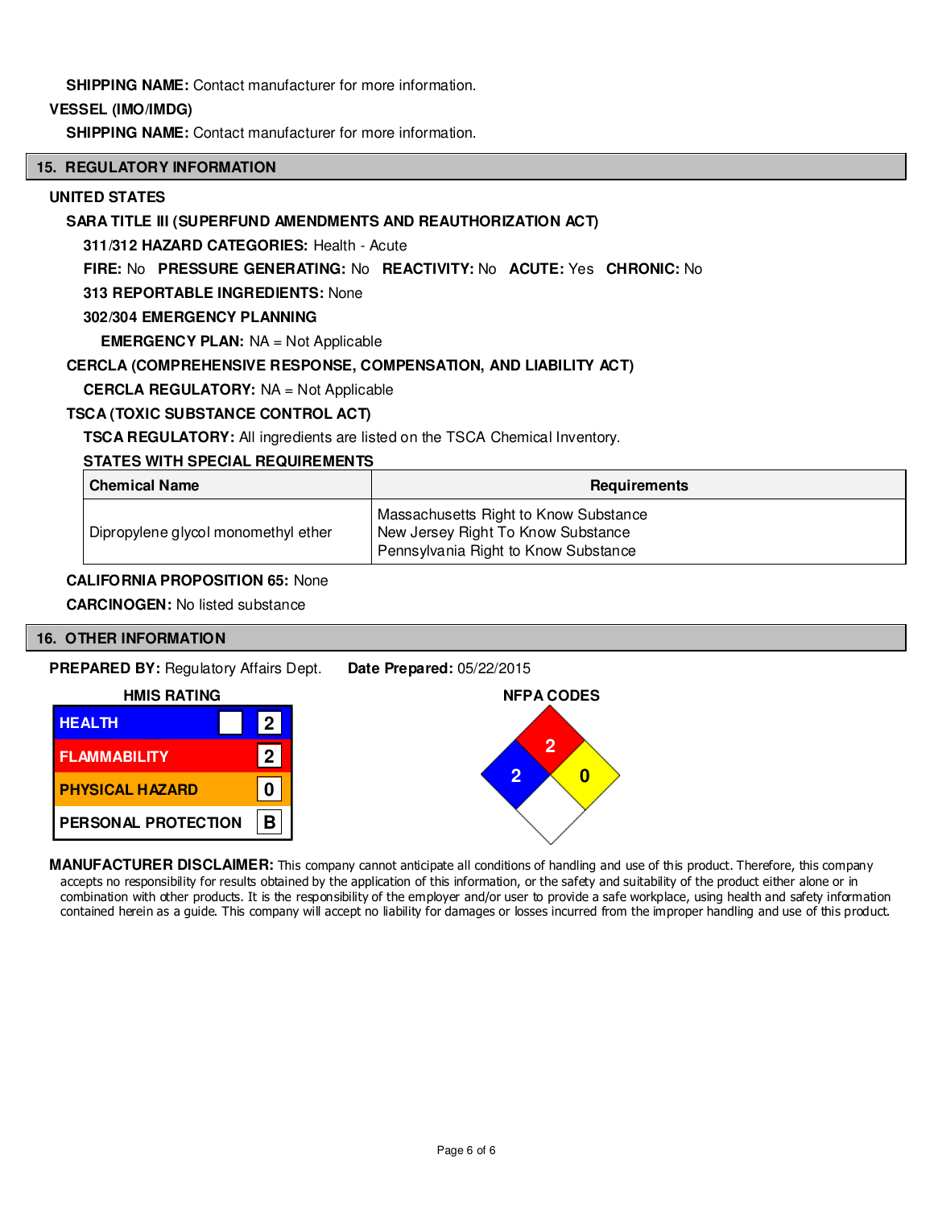**SHIPPING NAME:** Contact manufacturer for more information.

**VESSEL (IMO/IMDG)**

**SHIPPING NAME:** Contact manufacturer for more information.

## 15. REGULATORY INFORMATION

**UNITED STATES**

**SARA TITLE III (SUPERFUND AMENDMENTS AND REAUTHORIZATION ACT)**

**311/312 HAZARD CATEGORIES:** Health - Acute

**FIRE:** No **PRESSURE GENERATING:** No **REACTIVITY:** No **ACUTE:** Yes **CHRONIC:** No

**313 REPORTABLE INGREDIENTS:** None

**302/304 EMERGENCY PLANNING**

**EMERGENCY PLAN:** NA = Not Applicable

**CERCLA (COMPREHENSIVE RESPONSE, COMPENSATION, AND LIABILITY ACT)**

**CERCLA REGULATORY:** NA = Not Applicable

**TSCA (TOXIC SUBSTANCE CONTROL ACT)**

**TSCA REGULATORY:** All ingredients are listed on the TSCA Chemical Inventory.

**STATES WITH SPECIAL REQUIREMENTS**

| Chemical Name | Requirements |
|---|---|
| Dipropylene glycol monomethyl ether | Massachusetts Right to Know Substance<br>New Jersey Right To Know Substance<br>Pennsylvania Right to Know Substance |

**CALIFORNIA PROPOSITION 65:** None

**CARCINOGEN:** No listed substance

## 16. OTHER INFORMATION

**PREPARED BY:** Regulatory Affairs Dept. **Date Prepared:** 05/22/2015

**HMIS RATING**

| | |
|---|---|
| HEALTH | 2 |
| FLAMMABILITY | 2 |
| PHYSICAL HAZARD | 0 |
| PERSONAL PROTECTION | B |

**NFPA CODES**

2
2
0

**MANUFACTURER DISCLAIMER:** This company cannot anticipate all conditions of handling and use of this product. Therefore, this company accepts no responsibility for results obtained by the application of this information, or the safety and suitability of the product either alone or in combination with other products. It is the responsibility of the employer and/or user to provide a safe workplace, using health and safety information contained herein as a guide. This company will accept no liability for damages or losses incurred from the improper handling and use of this product.